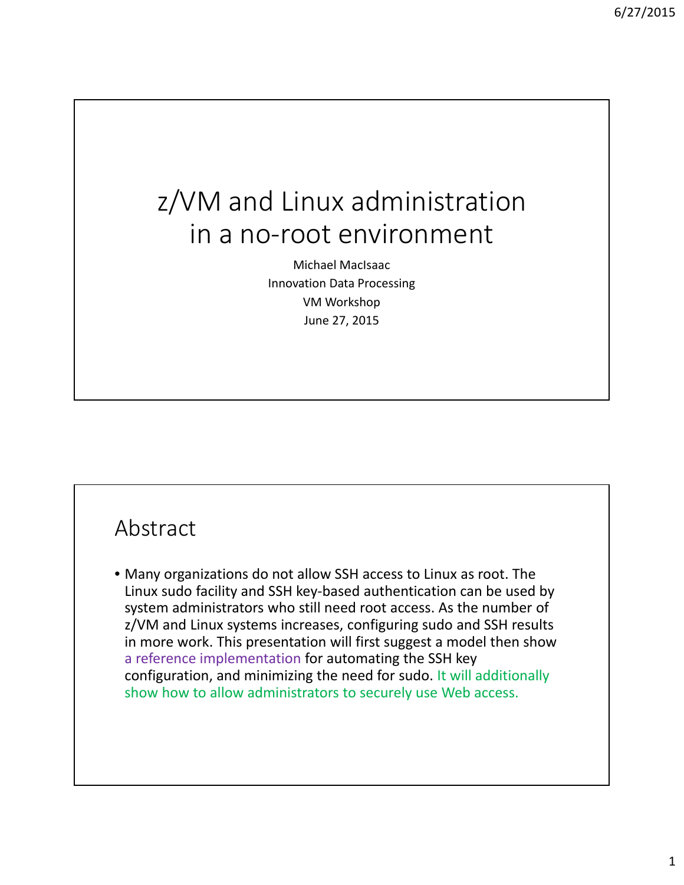# z/VM and Linux administration in a no-root environment

Michael MacIsaac
Innovation Data Processing
VM Workshop
June 27, 2015

## Abstract

- Many organizations do not allow SSH access to Linux as root. The Linux sudo facility and SSH key-based authentication can be used by system administrators who still need root access. As the number of z/VM and Linux systems increases, configuring sudo and SSH results in more work. This presentation will first suggest a model then show a reference implementation for automating the SSH key configuration, and minimizing the need for sudo. It will additionally show how to allow administrators to securely use Web access.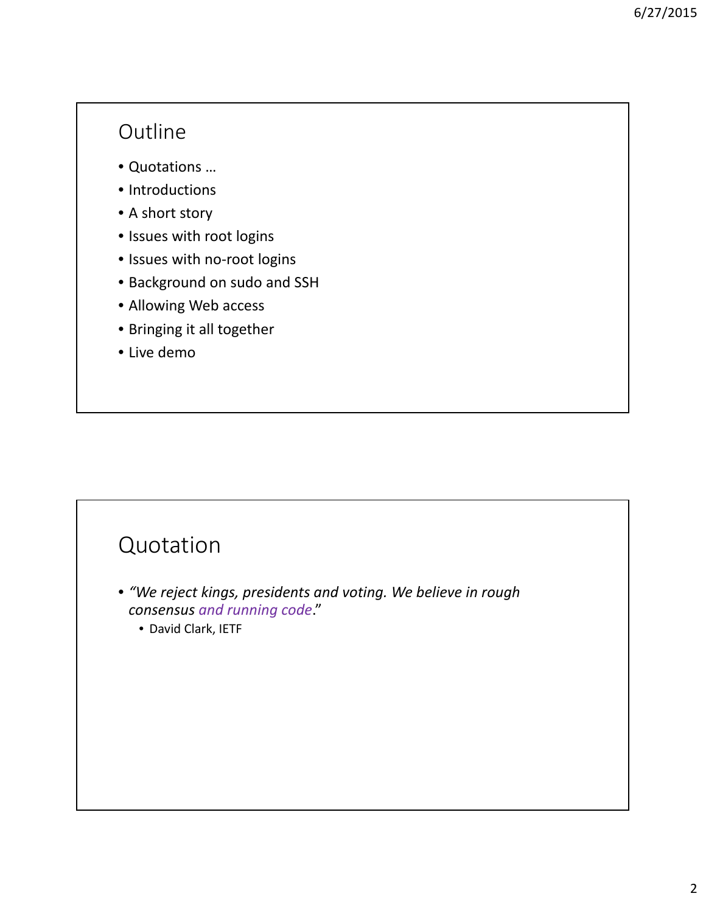## Outline

- Quotations …
- Introductions
- A short story
- Issues with root logins
- Issues with no-root logins
- Background on sudo and SSH
- Allowing Web access
- Bringing it all together
- Live demo

## Quotation

- *“We reject kings, presidents and voting. We believe in rough consensus and running code.”*
  - David Clark, IETF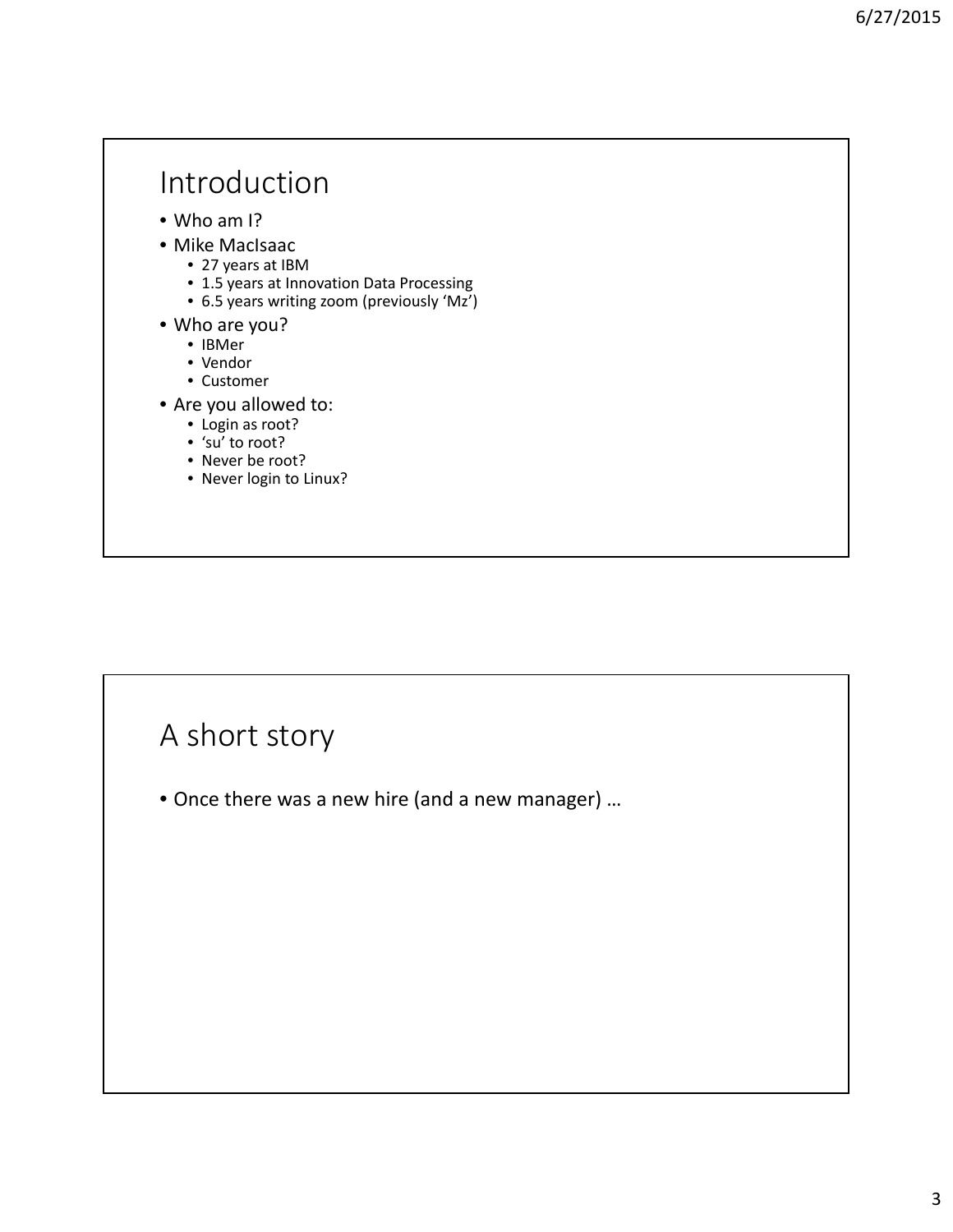# Introduction

- Who am I?
- Mike MacIsaac
  - 27 years at IBM
  - 1.5 years at Innovation Data Processing
  - 6.5 years writing zoom (previously 'Mz')
- Who are you?
  - IBMer
  - Vendor
  - Customer
- Are you allowed to:
  - Login as root?
  - 'su' to root?
  - Never be root?
  - Never login to Linux?

# A short story

- Once there was a new hire (and a new manager) …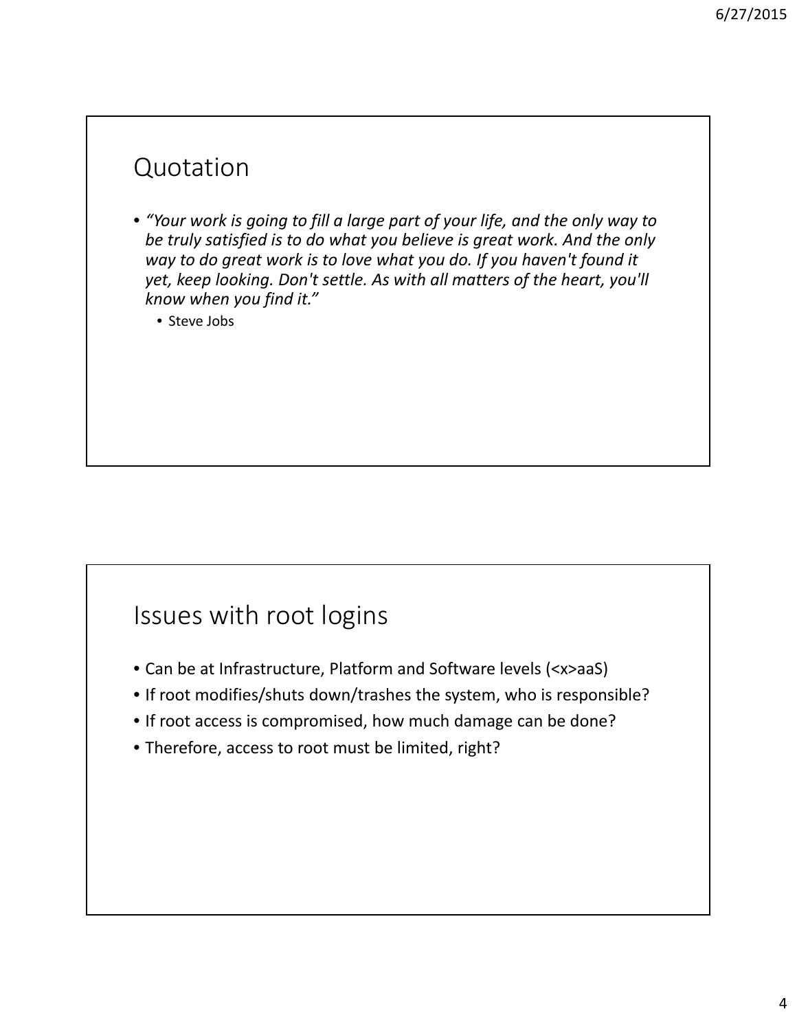## Quotation

- *"Your work is going to fill a large part of your life, and the only way to be truly satisfied is to do what you believe is great work. And the only way to do great work is to love what you do. If you haven't found it yet, keep looking. Don't settle. As with all matters of the heart, you'll know when you find it."*
  - Steve Jobs

## Issues with root logins

- Can be at Infrastructure, Platform and Software levels (<x>aaS)
- If root modifies/shuts down/trashes the system, who is responsible?
- If root access is compromised, how much damage can be done?
- Therefore, access to root must be limited, right?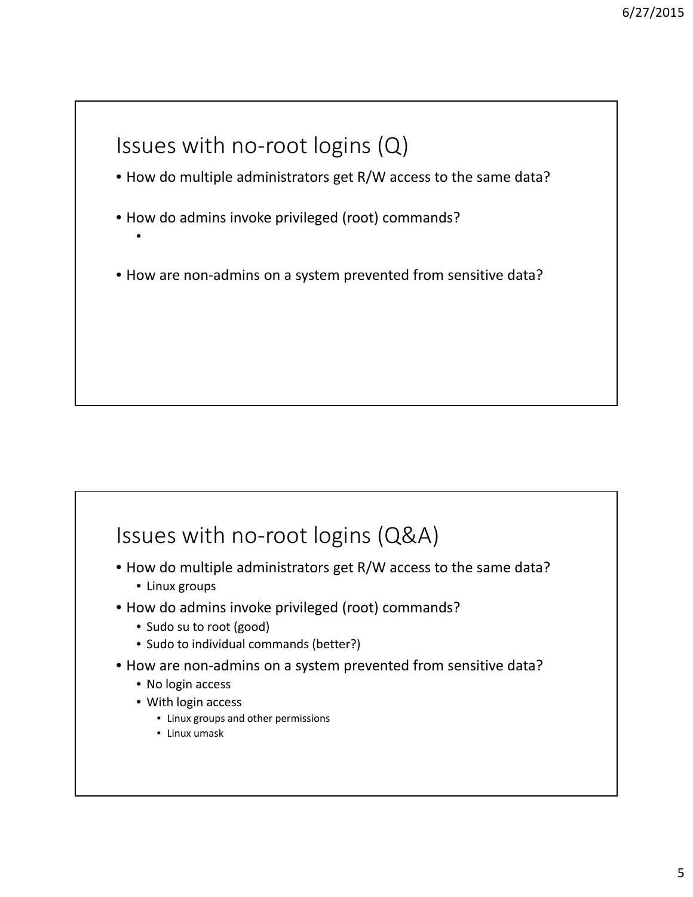## Issues with no-root logins (Q)

- How do multiple administrators get R/W access to the same data?
- How do admins invoke privileged (root) commands?
  -
- How are non-admins on a system prevented from sensitive data?

## Issues with no-root logins (Q&A)

- How do multiple administrators get R/W access to the same data?
  - Linux groups
- How do admins invoke privileged (root) commands?
  - Sudo su to root (good)
  - Sudo to individual commands (better?)
- How are non-admins on a system prevented from sensitive data?
  - No login access
  - With login access
    - Linux groups and other permissions
    - Linux umask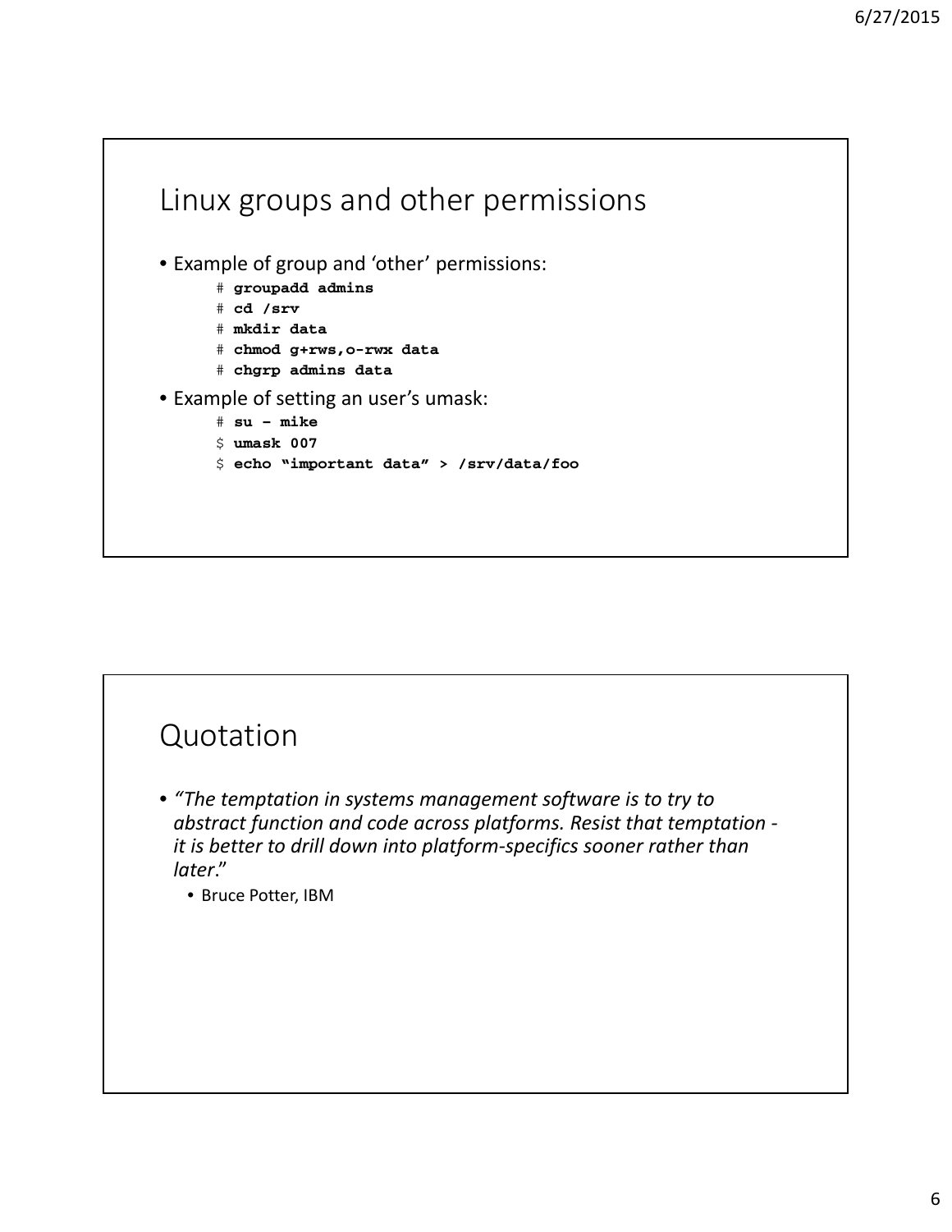## Linux groups and other permissions

- Example of group and 'other' permissions:

```
# groupadd admins
# cd /srv
# mkdir data
# chmod g+rws,o-rwx data
# chgrp admins data
```

- Example of setting an user's umask:

```
# su – mike
$ umask 007
$ echo "important data" > /srv/data/foo
```

## Quotation

- *"The temptation in systems management software is to try to abstract function and code across platforms. Resist that temptation - it is better to drill down into platform-specifics sooner rather than later*."
  - Bruce Potter, IBM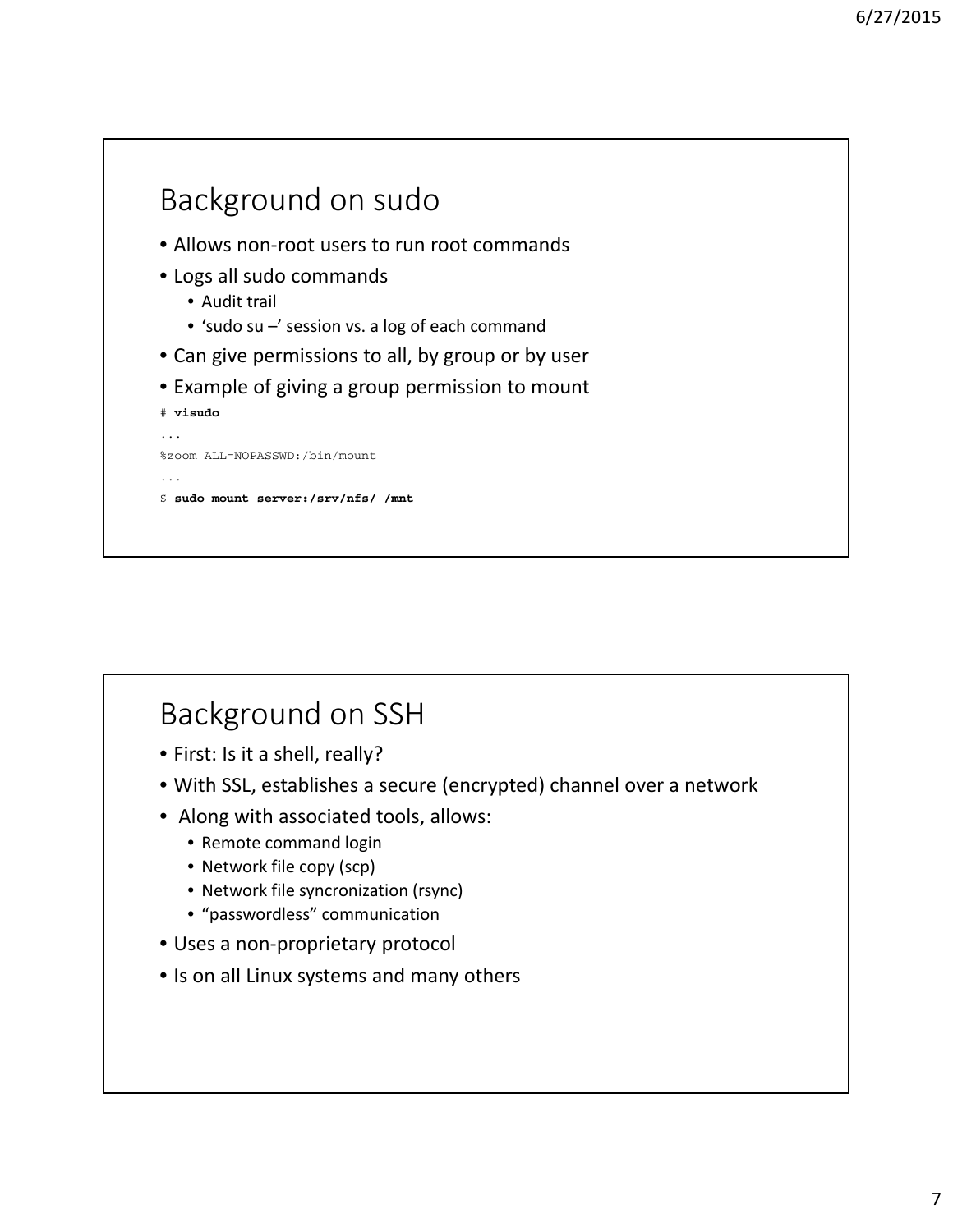## Background on sudo

- Allows non-root users to run root commands
- Logs all sudo commands
  - Audit trail
  - 'sudo su –' session vs. a log of each command
- Can give permissions to all, by group or by user
- Example of giving a group permission to mount

```
# visudo
...
%zoom ALL=NOPASSWD:/bin/mount
...
$ sudo mount server:/srv/nfs/ /mnt
```

## Background on SSH

- First: Is it a shell, really?
- With SSL, establishes a secure (encrypted) channel over a network
- Along with associated tools, allows:
  - Remote command login
  - Network file copy (scp)
  - Network file syncronization (rsync)
  - "passwordless" communication
- Uses a non-proprietary protocol
- Is on all Linux systems and many others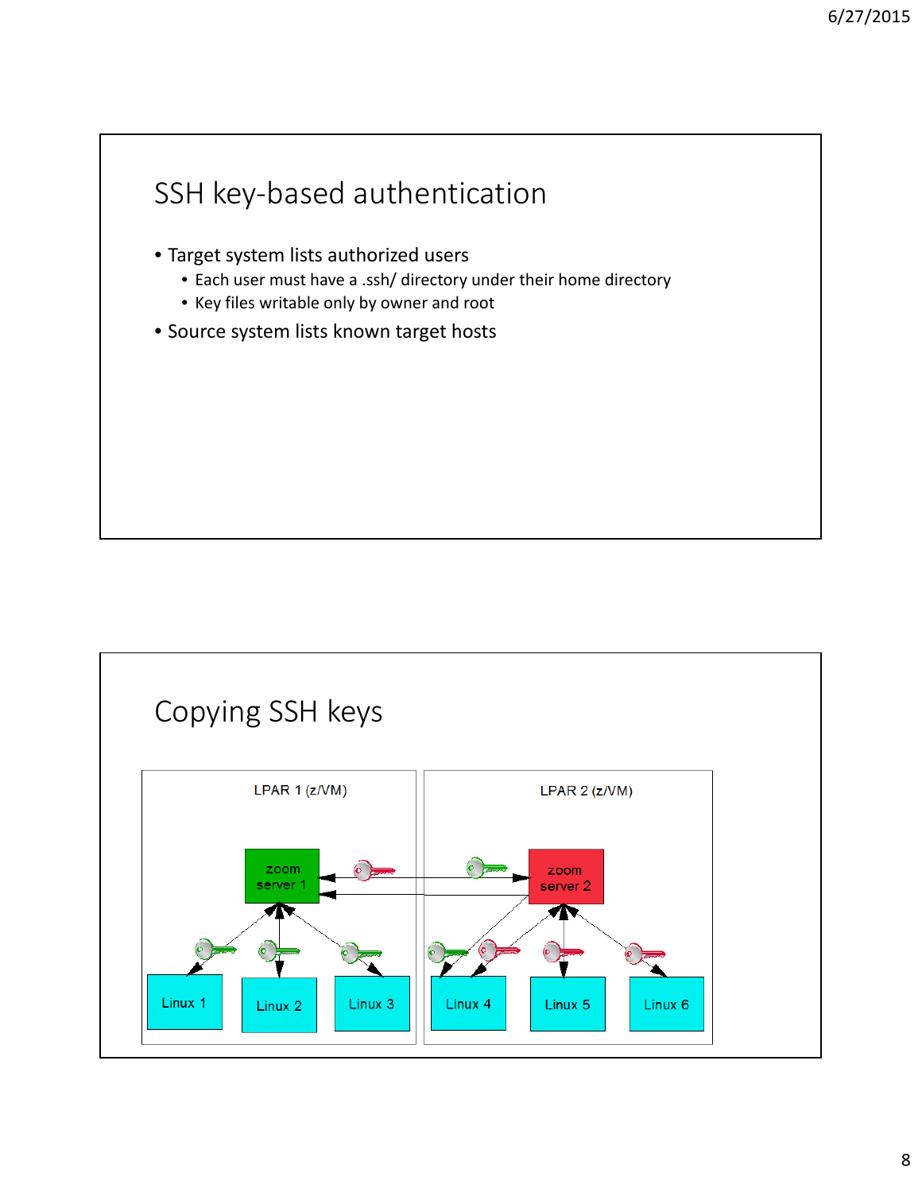# SSH key-based authentication

- Target system lists authorized users
  - Each user must have a .ssh/ directory under their home directory
  - Key files writable only by owner and root
- Source system lists known target hosts

# Copying SSH keys

LPAR 1 (z/VM)

LPAR 2 (z/VM)

zoom server 1

zoom server 2

Linux 1

Linux 2

Linux 3

Linux 4

Linux 5

Linux 6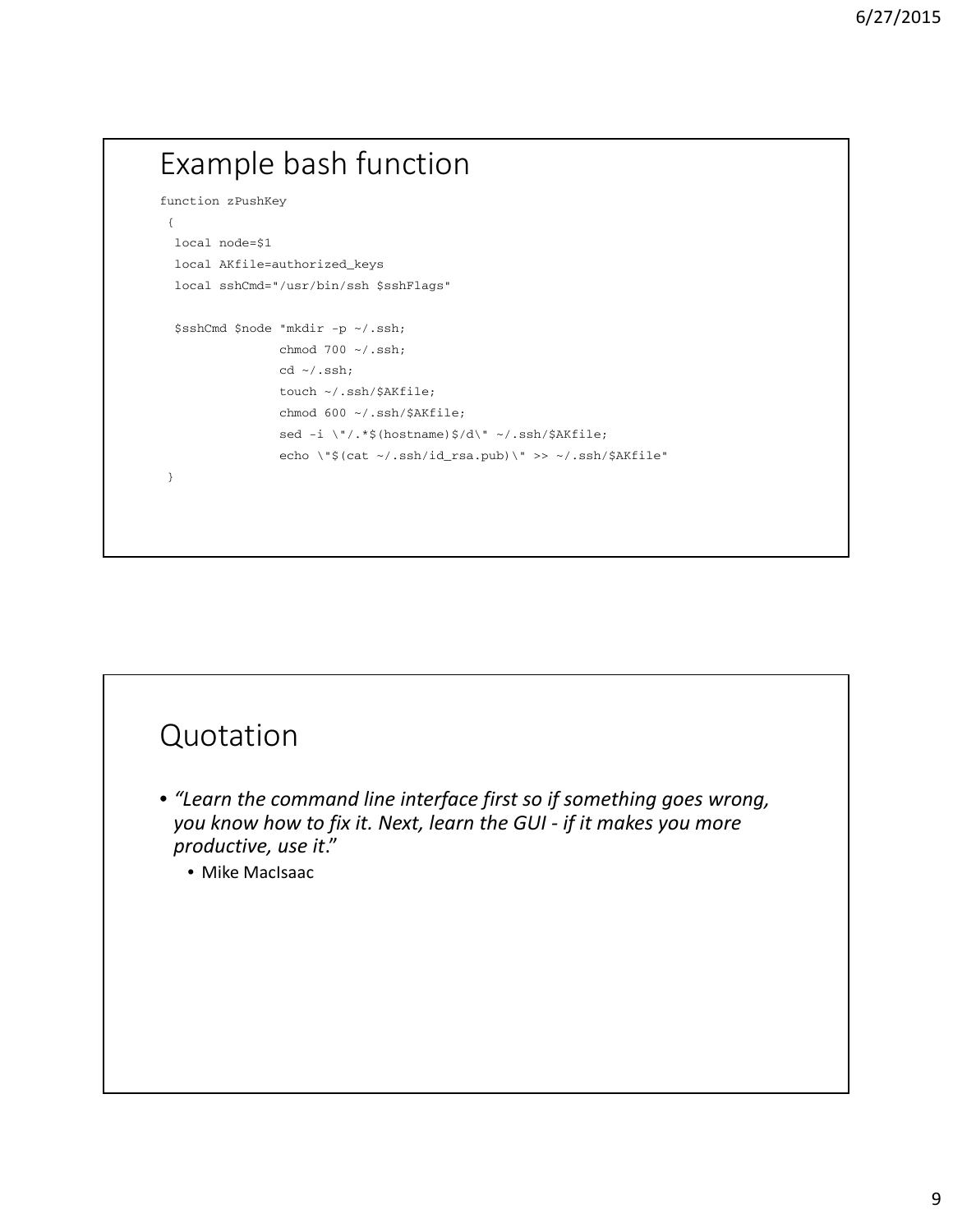## Example bash function

```
function zPushKey
 {
  local node=$1
  local AKfile=authorized_keys
  local sshCmd="/usr/bin/ssh $sshFlags"

  $sshCmd $node "mkdir -p ~/.ssh;
                chmod 700 ~/.ssh;
                cd ~/.ssh;
                touch ~/.ssh/$AKfile;
                chmod 600 ~/.ssh/$AKfile;
                sed -i \"/.*$(hostname)$/d\" ~/.ssh/$AKfile;
                echo \"$(cat ~/.ssh/id_rsa.pub)\" >> ~/.ssh/$AKfile"
 }
```

## Quotation

- *"Learn the command line interface first so if something goes wrong, you know how to fix it. Next, learn the GUI - if it makes you more productive, use it*."
  - Mike MacIsaac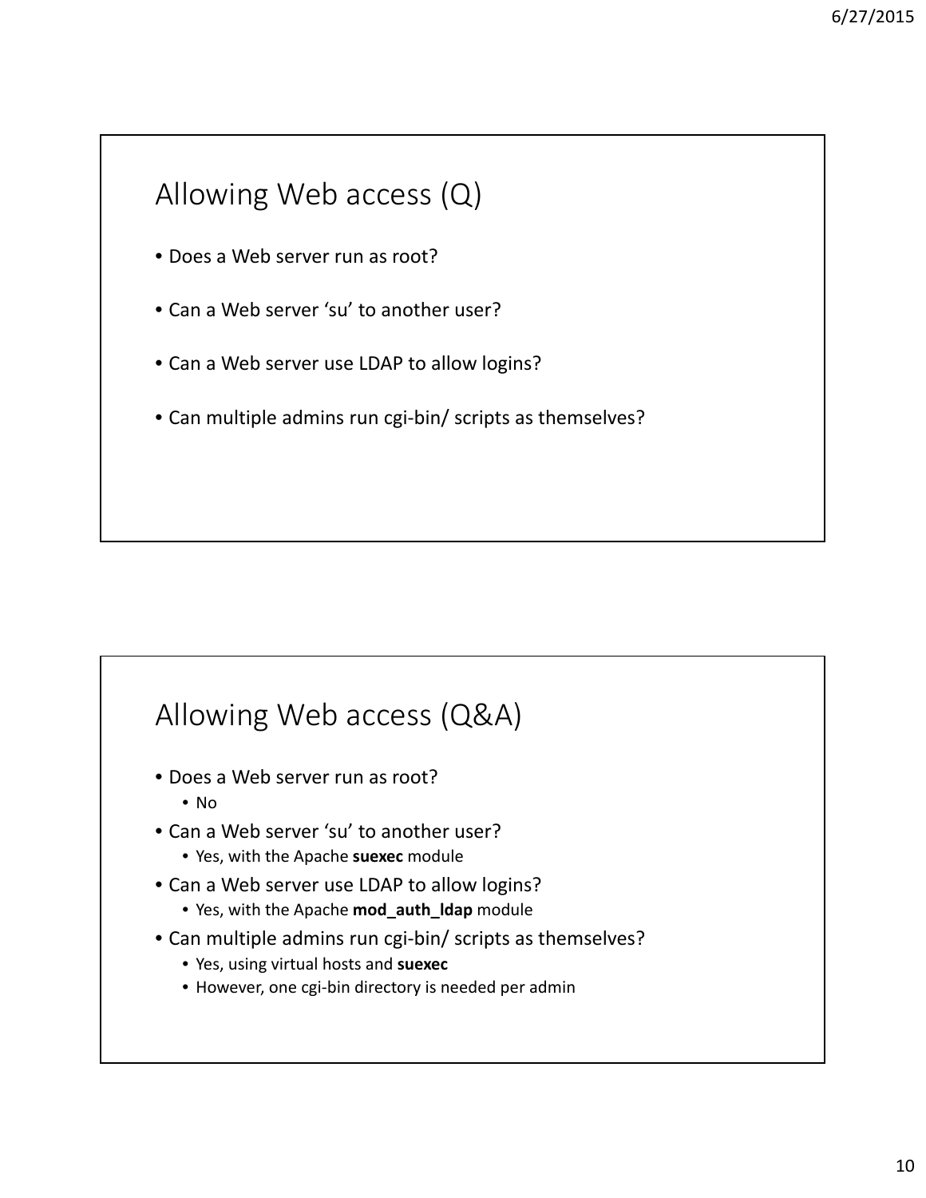## Allowing Web access (Q)

- Does a Web server run as root?
- Can a Web server 'su' to another user?
- Can a Web server use LDAP to allow logins?
- Can multiple admins run cgi-bin/ scripts as themselves?

## Allowing Web access (Q&A)

- Does a Web server run as root?
  - No
- Can a Web server 'su' to another user?
  - Yes, with the Apache **suexec** module
- Can a Web server use LDAP to allow logins?
  - Yes, with the Apache **mod_auth_ldap** module
- Can multiple admins run cgi-bin/ scripts as themselves?
  - Yes, using virtual hosts and **suexec**
  - However, one cgi-bin directory is needed per admin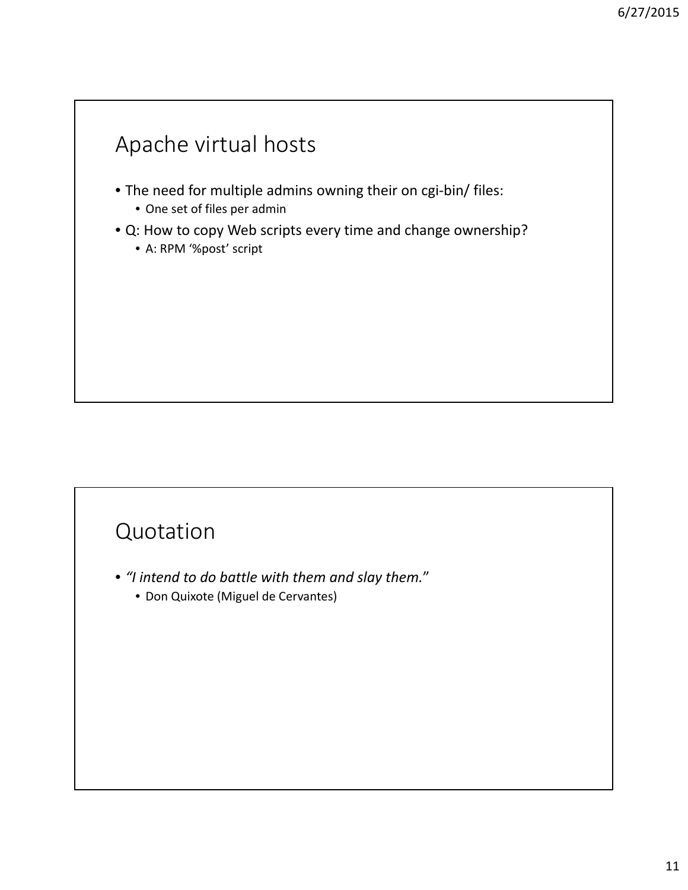## Apache virtual hosts

- The need for multiple admins owning their on cgi-bin/ files:
  - One set of files per admin
- Q: How to copy Web scripts every time and change ownership?
  - A: RPM '%post' script

## Quotation

- *"I intend to do battle with them and slay them."*
  - Don Quixote (Miguel de Cervantes)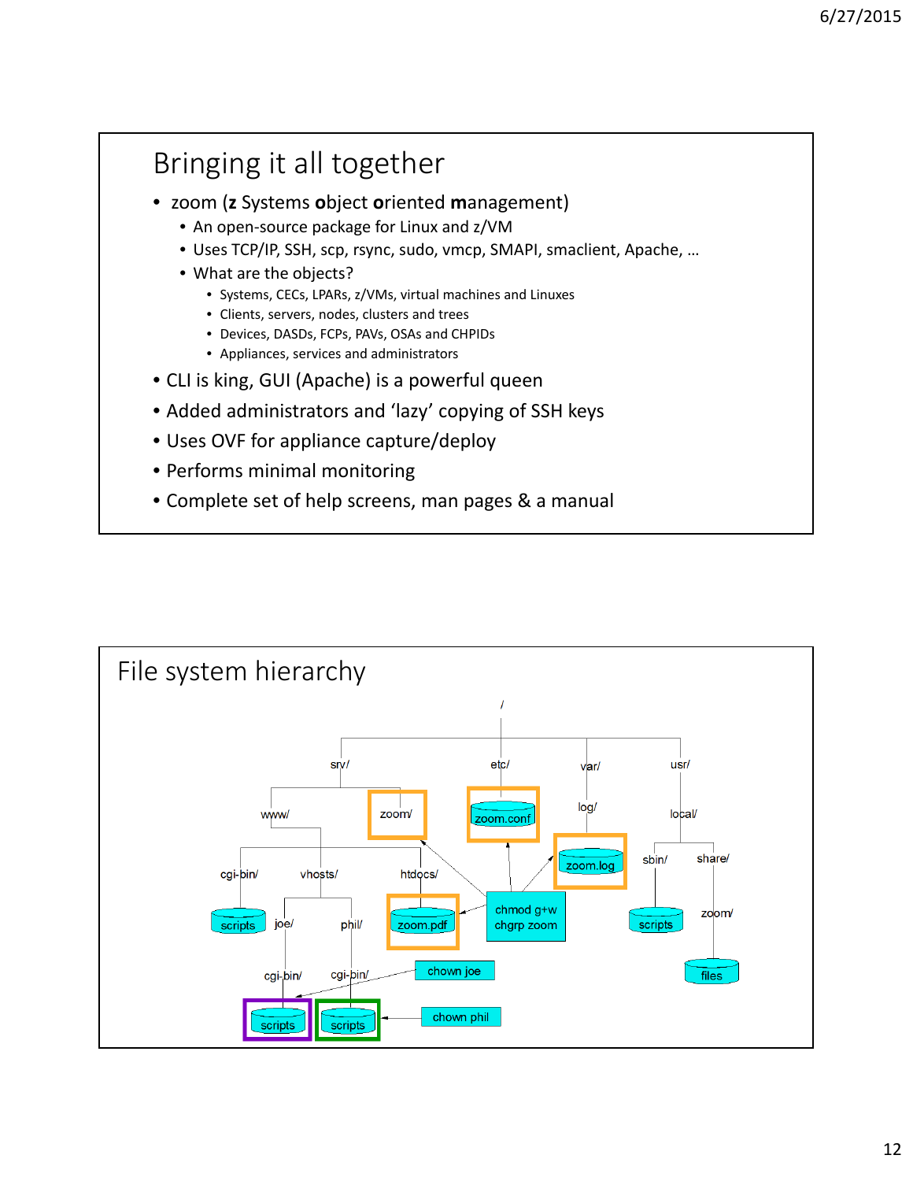# Bringing it all together

- zoom (**z** Systems **o**bject **o**riented **m**anagement)
  - An open-source package for Linux and z/VM
  - Uses TCP/IP, SSH, scp, rsync, sudo, vmcp, SMAPI, smaclient, Apache, …
  - What are the objects?
    - Systems, CECs, LPARs, z/VMs, virtual machines and Linuxes
    - Clients, servers, nodes, clusters and trees
    - Devices, DASDs, FCPs, PAVs, OSAs and CHPIDs
    - Appliances, services and administrators
- CLI is king, GUI (Apache) is a powerful queen
- Added administrators and 'lazy' copying of SSH keys
- Uses OVF for appliance capture/deploy
- Performs minimal monitoring
- Complete set of help screens, man pages & a manual

# File system hierarchy

/
srv/
etc/
var/
usr/
www/
zoom/
zoom.conf
log/
local/
zoom.log
cgi-bin/
vhosts/
htdocs/
sbin/
share/
scripts
joe/
phil/
zoom.pdf
chmod g+w
chgrp zoom
scripts
zoom/
cgi-bin/
cgi-bin/
chown joe
files
scripts
scripts
chown phil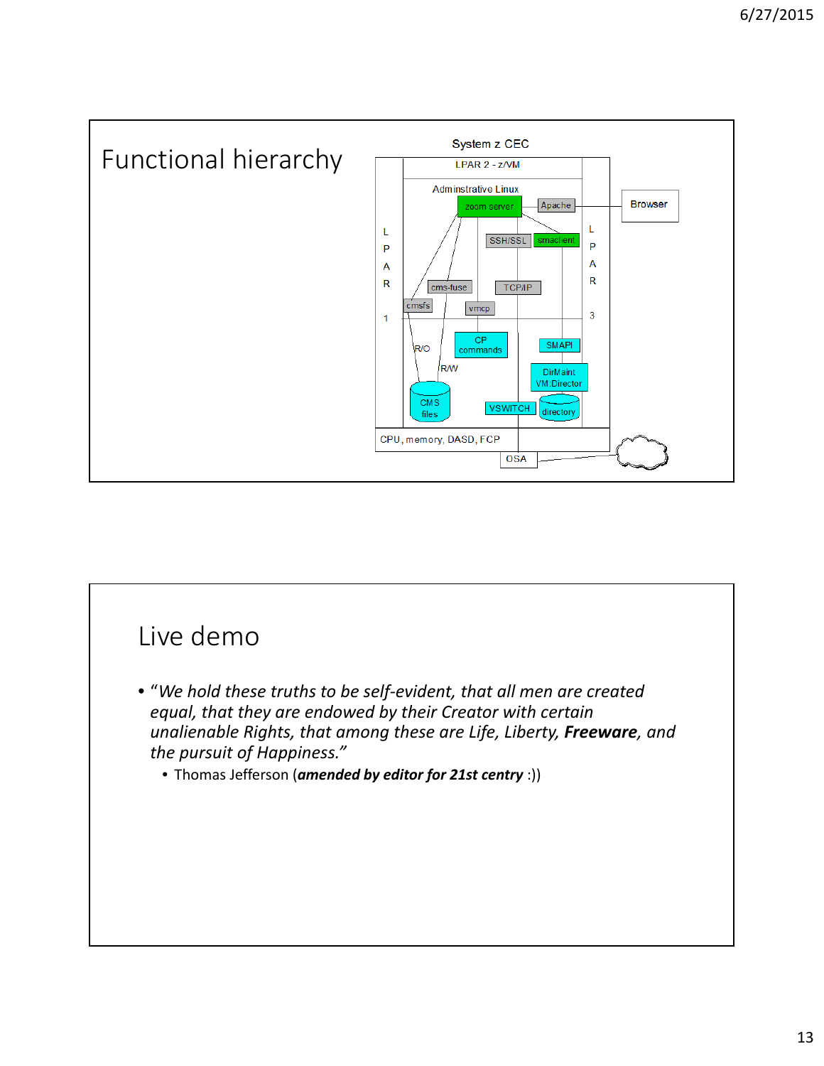# Functional hierarchy

System z CEC

LPAR 2 - z/VM

Adminstrative Linux

zoom server

Apache

Browser

SSH/SSL

smaclient

L P A R 1

L P A R 3

cms-fuse

TCP/IP

cmsfs

vmcp

R/O

CP commands

SMAPI

R/W

DirMaint VM:Director

CMS files

VSWITCH

directory

CPU, memory, DASD, FCP

OSA

# Live demo

- "*We hold these truths to be self-evident, that all men are created equal, that they are endowed by their Creator with certain unalienable Rights, that among these are Life, Liberty,* ***Freeware****, and the pursuit of Happiness.*"
  - Thomas Jefferson (***amended by editor for 21st centry*** :))